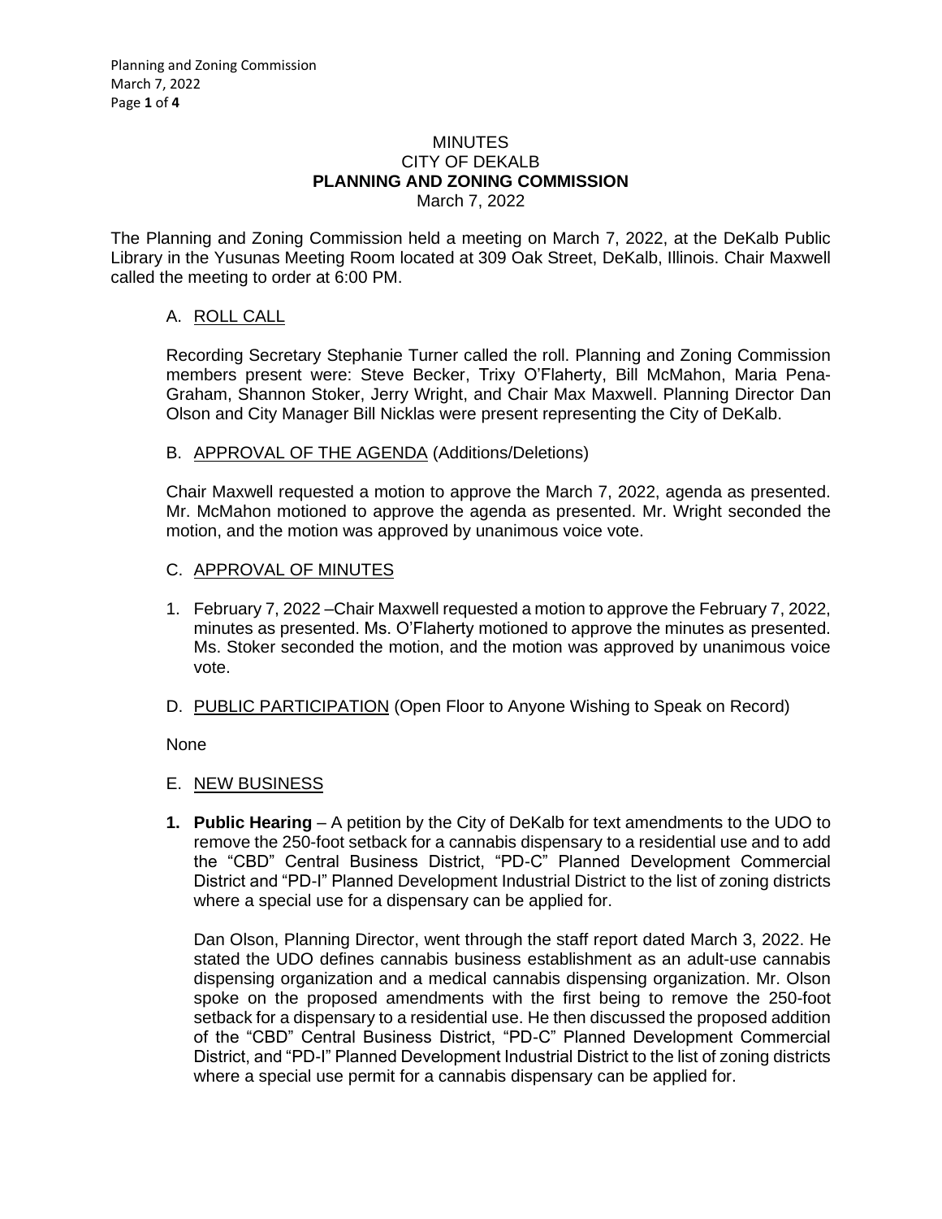# MINUTES
## CITY OF DEKALB
## PLANNING AND ZONING COMMISSION
March 7, 2022

The Planning and Zoning Commission held a meeting on March 7, 2022, at the DeKalb Public Library in the Yusunas Meeting Room located at 309 Oak Street, DeKalb, Illinois. Chair Maxwell called the meeting to order at 6:00 PM.

A. ROLL CALL

Recording Secretary Stephanie Turner called the roll. Planning and Zoning Commission members present were: Steve Becker, Trixy O'Flaherty, Bill McMahon, Maria Pena-Graham, Shannon Stoker, Jerry Wright, and Chair Max Maxwell. Planning Director Dan Olson and City Manager Bill Nicklas were present representing the City of DeKalb.

B. APPROVAL OF THE AGENDA (Additions/Deletions)

Chair Maxwell requested a motion to approve the March 7, 2022, agenda as presented. Mr. McMahon motioned to approve the agenda as presented. Mr. Wright seconded the motion, and the motion was approved by unanimous voice vote.

C. APPROVAL OF MINUTES

1. February 7, 2022 –Chair Maxwell requested a motion to approve the February 7, 2022, minutes as presented. Ms. O'Flaherty motioned to approve the minutes as presented. Ms. Stoker seconded the motion, and the motion was approved by unanimous voice vote.

D. PUBLIC PARTICIPATION (Open Floor to Anyone Wishing to Speak on Record)

None

E. NEW BUSINESS

**1. Public Hearing** – A petition by the City of DeKalb for text amendments to the UDO to remove the 250-foot setback for a cannabis dispensary to a residential use and to add the "CBD" Central Business District, "PD-C" Planned Development Commercial District and "PD-I" Planned Development Industrial District to the list of zoning districts where a special use for a dispensary can be applied for.

Dan Olson, Planning Director, went through the staff report dated March 3, 2022. He stated the UDO defines cannabis business establishment as an adult-use cannabis dispensing organization and a medical cannabis dispensing organization. Mr. Olson spoke on the proposed amendments with the first being to remove the 250-foot setback for a dispensary to a residential use. He then discussed the proposed addition of the "CBD" Central Business District, "PD-C" Planned Development Commercial District, and "PD-I" Planned Development Industrial District to the list of zoning districts where a special use permit for a cannabis dispensary can be applied for.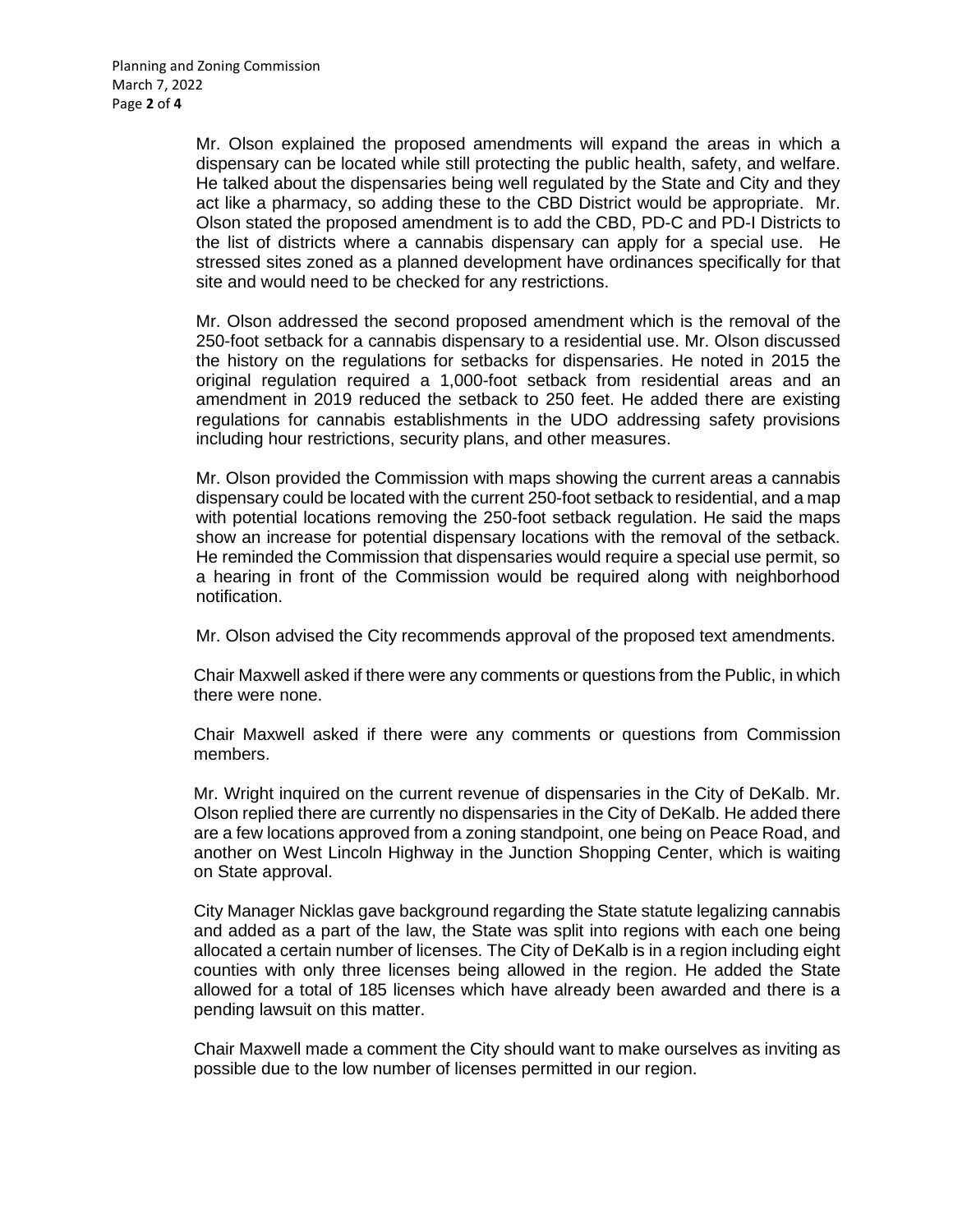Mr. Olson explained the proposed amendments will expand the areas in which a dispensary can be located while still protecting the public health, safety, and welfare. He talked about the dispensaries being well regulated by the State and City and they act like a pharmacy, so adding these to the CBD District would be appropriate. Mr. Olson stated the proposed amendment is to add the CBD, PD-C and PD-I Districts to the list of districts where a cannabis dispensary can apply for a special use. He stressed sites zoned as a planned development have ordinances specifically for that site and would need to be checked for any restrictions.

Mr. Olson addressed the second proposed amendment which is the removal of the 250-foot setback for a cannabis dispensary to a residential use. Mr. Olson discussed the history on the regulations for setbacks for dispensaries. He noted in 2015 the original regulation required a 1,000-foot setback from residential areas and an amendment in 2019 reduced the setback to 250 feet. He added there are existing regulations for cannabis establishments in the UDO addressing safety provisions including hour restrictions, security plans, and other measures.

Mr. Olson provided the Commission with maps showing the current areas a cannabis dispensary could be located with the current 250-foot setback to residential, and a map with potential locations removing the 250-foot setback regulation. He said the maps show an increase for potential dispensary locations with the removal of the setback. He reminded the Commission that dispensaries would require a special use permit, so a hearing in front of the Commission would be required along with neighborhood notification.

Mr. Olson advised the City recommends approval of the proposed text amendments.

Chair Maxwell asked if there were any comments or questions from the Public, in which there were none.

Chair Maxwell asked if there were any comments or questions from Commission members.

Mr. Wright inquired on the current revenue of dispensaries in the City of DeKalb. Mr. Olson replied there are currently no dispensaries in the City of DeKalb. He added there are a few locations approved from a zoning standpoint, one being on Peace Road, and another on West Lincoln Highway in the Junction Shopping Center, which is waiting on State approval.

City Manager Nicklas gave background regarding the State statute legalizing cannabis and added as a part of the law, the State was split into regions with each one being allocated a certain number of licenses. The City of DeKalb is in a region including eight counties with only three licenses being allowed in the region. He added the State allowed for a total of 185 licenses which have already been awarded and there is a pending lawsuit on this matter.

Chair Maxwell made a comment the City should want to make ourselves as inviting as possible due to the low number of licenses permitted in our region.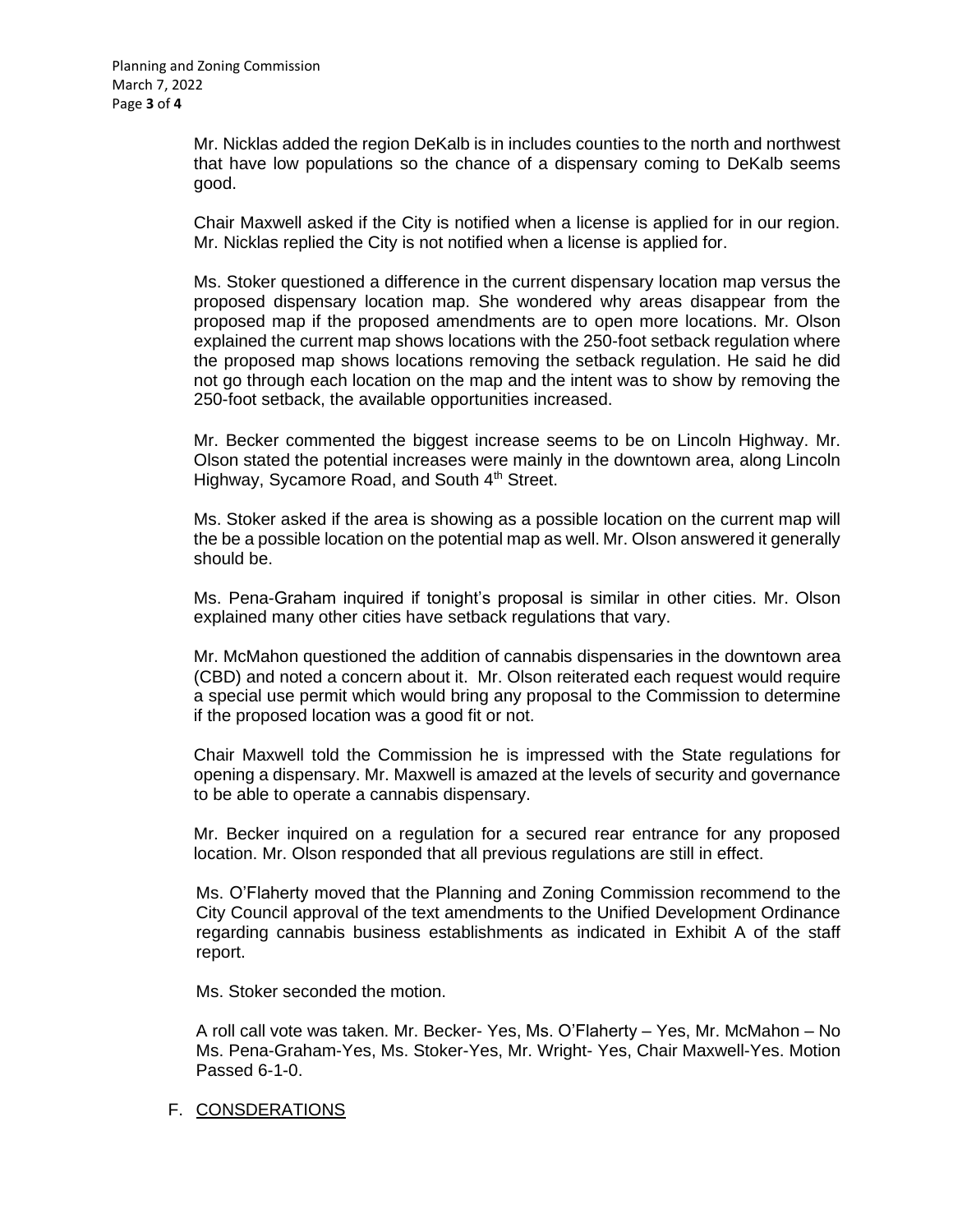Mr. Nicklas added the region DeKalb is in includes counties to the north and northwest that have low populations so the chance of a dispensary coming to DeKalb seems good.

Chair Maxwell asked if the City is notified when a license is applied for in our region. Mr. Nicklas replied the City is not notified when a license is applied for.

Ms. Stoker questioned a difference in the current dispensary location map versus the proposed dispensary location map. She wondered why areas disappear from the proposed map if the proposed amendments are to open more locations. Mr. Olson explained the current map shows locations with the 250-foot setback regulation where the proposed map shows locations removing the setback regulation. He said he did not go through each location on the map and the intent was to show by removing the 250-foot setback, the available opportunities increased.

Mr. Becker commented the biggest increase seems to be on Lincoln Highway. Mr. Olson stated the potential increases were mainly in the downtown area, along Lincoln Highway, Sycamore Road, and South 4th Street.

Ms. Stoker asked if the area is showing as a possible location on the current map will the be a possible location on the potential map as well. Mr. Olson answered it generally should be.

Ms. Pena-Graham inquired if tonight's proposal is similar in other cities. Mr. Olson explained many other cities have setback regulations that vary.

Mr. McMahon questioned the addition of cannabis dispensaries in the downtown area (CBD) and noted a concern about it. Mr. Olson reiterated each request would require a special use permit which would bring any proposal to the Commission to determine if the proposed location was a good fit or not.

Chair Maxwell told the Commission he is impressed with the State regulations for opening a dispensary. Mr. Maxwell is amazed at the levels of security and governance to be able to operate a cannabis dispensary.

Mr. Becker inquired on a regulation for a secured rear entrance for any proposed location. Mr. Olson responded that all previous regulations are still in effect.

Ms. O'Flaherty moved that the Planning and Zoning Commission recommend to the City Council approval of the text amendments to the Unified Development Ordinance regarding cannabis business establishments as indicated in Exhibit A of the staff report.

Ms. Stoker seconded the motion.

A roll call vote was taken. Mr. Becker- Yes, Ms. O'Flaherty – Yes, Mr. McMahon – No Ms. Pena-Graham-Yes, Ms. Stoker-Yes, Mr. Wright- Yes, Chair Maxwell-Yes. Motion Passed 6-1-0.

F. CONSDERATIONS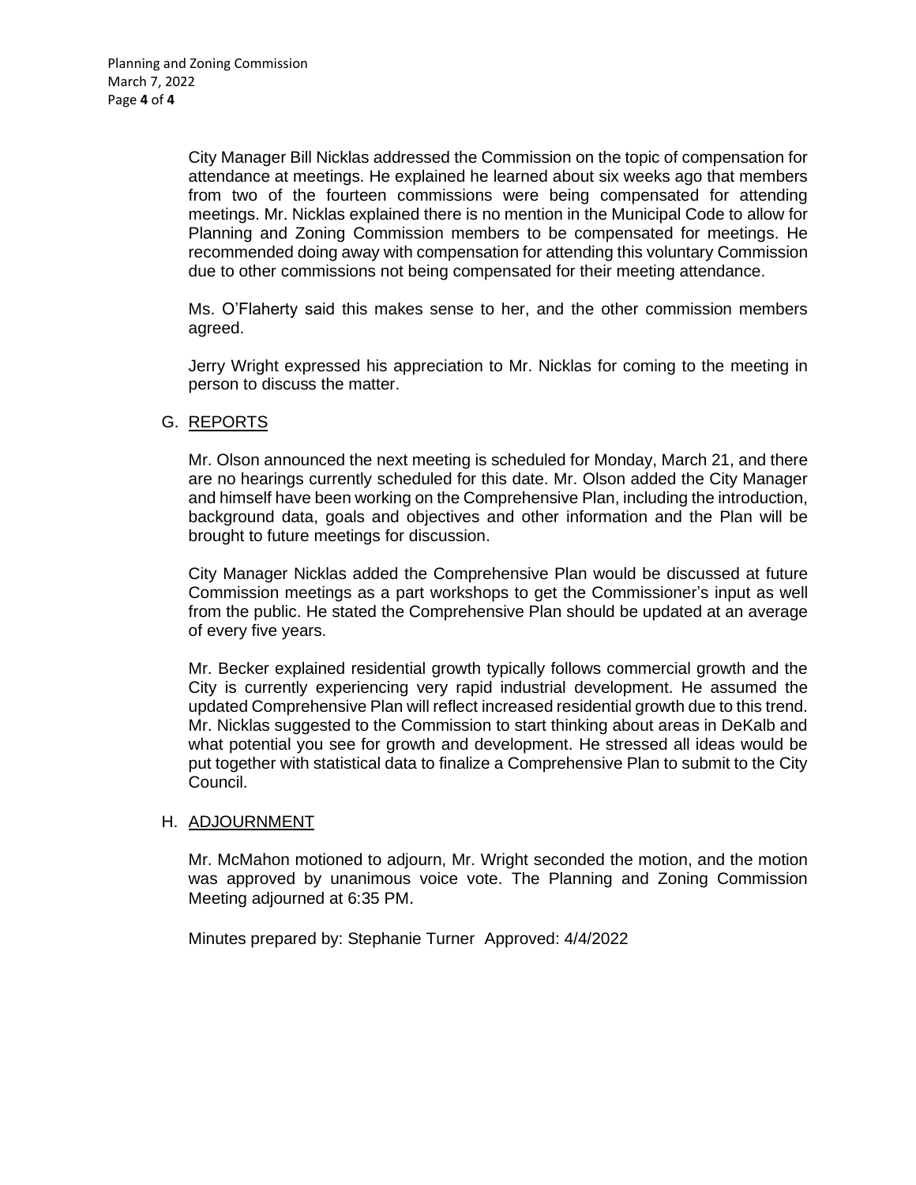City Manager Bill Nicklas addressed the Commission on the topic of compensation for attendance at meetings. He explained he learned about six weeks ago that members from two of the fourteen commissions were being compensated for attending meetings. Mr. Nicklas explained there is no mention in the Municipal Code to allow for Planning and Zoning Commission members to be compensated for meetings. He recommended doing away with compensation for attending this voluntary Commission due to other commissions not being compensated for their meeting attendance.

Ms. O'Flaherty said this makes sense to her, and the other commission members agreed.

Jerry Wright expressed his appreciation to Mr. Nicklas for coming to the meeting in person to discuss the matter.

G. REPORTS

Mr. Olson announced the next meeting is scheduled for Monday, March 21, and there are no hearings currently scheduled for this date. Mr. Olson added the City Manager and himself have been working on the Comprehensive Plan, including the introduction, background data, goals and objectives and other information and the Plan will be brought to future meetings for discussion.

City Manager Nicklas added the Comprehensive Plan would be discussed at future Commission meetings as a part workshops to get the Commissioner's input as well from the public. He stated the Comprehensive Plan should be updated at an average of every five years.

Mr. Becker explained residential growth typically follows commercial growth and the City is currently experiencing very rapid industrial development. He assumed the updated Comprehensive Plan will reflect increased residential growth due to this trend. Mr. Nicklas suggested to the Commission to start thinking about areas in DeKalb and what potential you see for growth and development. He stressed all ideas would be put together with statistical data to finalize a Comprehensive Plan to submit to the City Council.

H. ADJOURNMENT

Mr. McMahon motioned to adjourn, Mr. Wright seconded the motion, and the motion was approved by unanimous voice vote. The Planning and Zoning Commission Meeting adjourned at 6:35 PM.

Minutes prepared by: Stephanie Turner Approved: 4/4/2022